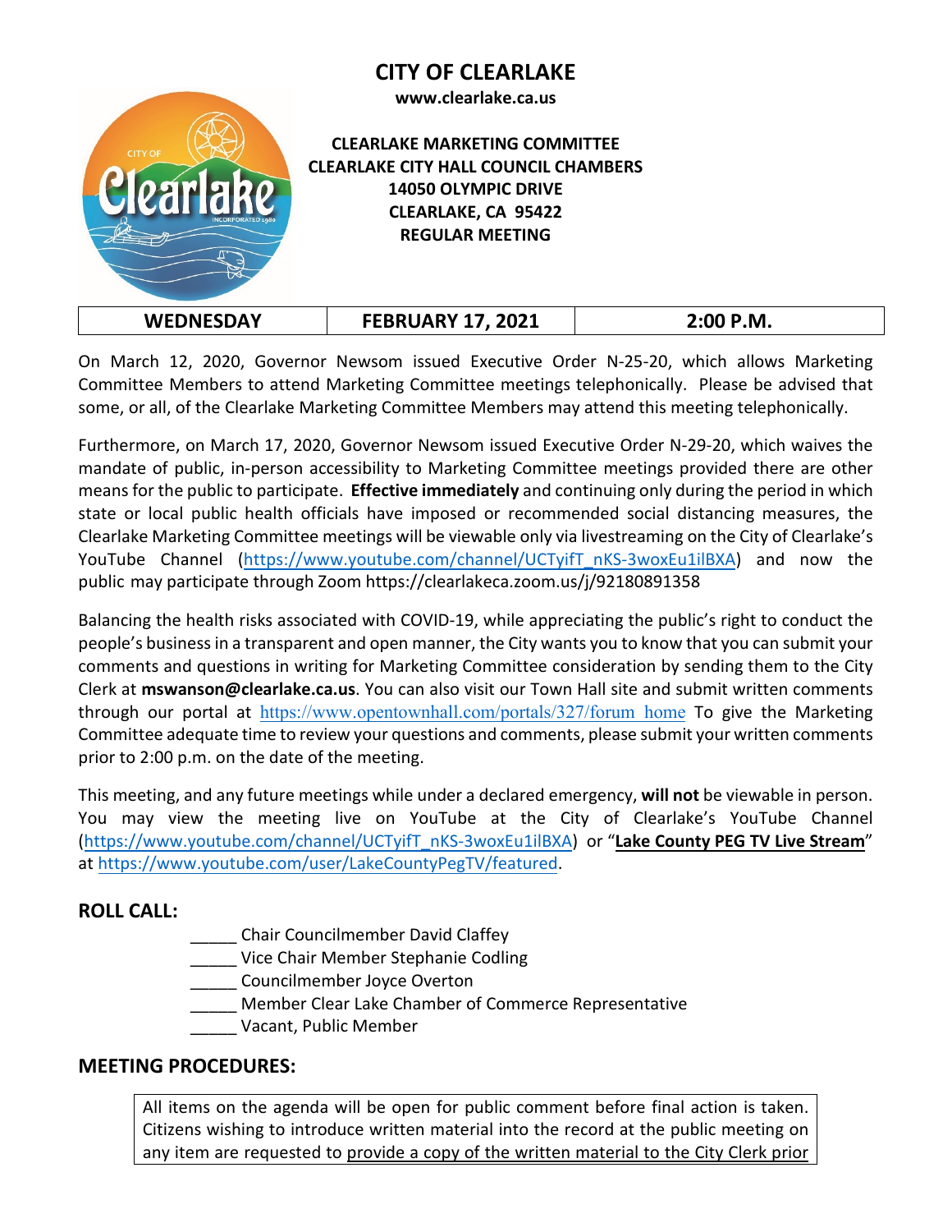# CITY OF CLEARLAKE

**www.clearlake.ca.us**

**CLEARLAKE MARKETING COMMITTEE**
**CLEARLAKE CITY HALL COUNCIL CHAMBERS**
**14050 OLYMPIC DRIVE**
**CLEARLAKE, CA 95422**
**REGULAR MEETING**

| WEDNESDAY | FEBRUARY 17, 2021 | 2:00 P.M. |
|---|---|---|

On March 12, 2020, Governor Newsom issued Executive Order N-25-20, which allows Marketing Committee Members to attend Marketing Committee meetings telephonically. Please be advised that some, or all, of the Clearlake Marketing Committee Members may attend this meeting telephonically.

Furthermore, on March 17, 2020, Governor Newsom issued Executive Order N-29-20, which waives the mandate of public, in-person accessibility to Marketing Committee meetings provided there are other means for the public to participate. **Effective immediately** and continuing only during the period in which state or local public health officials have imposed or recommended social distancing measures, the Clearlake Marketing Committee meetings will be viewable only via livestreaming on the City of Clearlake's YouTube Channel (https://www.youtube.com/channel/UCTyifT_nKS-3woxEu1ilBXA) and now the public may participate through Zoom https://clearlakeca.zoom.us/j/92180891358

Balancing the health risks associated with COVID-19, while appreciating the public's right to conduct the people's business in a transparent and open manner, the City wants you to know that you can submit your comments and questions in writing for Marketing Committee consideration by sending them to the City Clerk at **mswanson@clearlake.ca.us**. You can also visit our Town Hall site and submit written comments through our portal at https://www.opentownhall.com/portals/327/forum_home To give the Marketing Committee adequate time to review your questions and comments, please submit your written comments prior to 2:00 p.m. on the date of the meeting.

This meeting, and any future meetings while under a declared emergency, **will not** be viewable in person. You may view the meeting live on YouTube at the City of Clearlake's YouTube Channel (https://www.youtube.com/channel/UCTyifT_nKS-3woxEu1ilBXA) or "**Lake County PEG TV Live Stream**" at https://www.youtube.com/user/LakeCountyPegTV/featured.

## ROLL CALL:

_____ Chair Councilmember David Claffey
_____ Vice Chair Member Stephanie Codling
_____ Councilmember Joyce Overton
_____ Member Clear Lake Chamber of Commerce Representative
_____ Vacant, Public Member

## MEETING PROCEDURES:

All items on the agenda will be open for public comment before final action is taken. Citizens wishing to introduce written material into the record at the public meeting on any item are requested to provide a copy of the written material to the City Clerk prior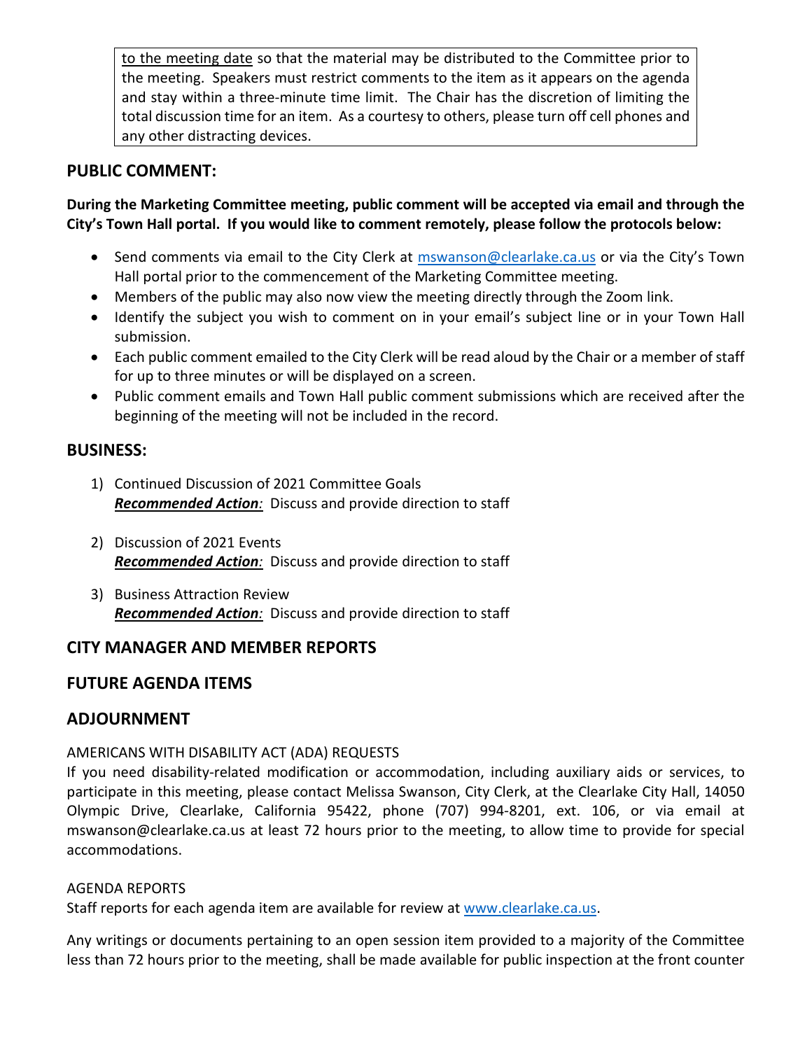<u>to the meeting date</u> so that the material may be distributed to the Committee prior to the meeting. Speakers must restrict comments to the item as it appears on the agenda and stay within a three-minute time limit. The Chair has the discretion of limiting the total discussion time for an item. As a courtesy to others, please turn off cell phones and any other distracting devices.

## PUBLIC COMMENT:

**During the Marketing Committee meeting, public comment will be accepted via email and through the City's Town Hall portal. If you would like to comment remotely, please follow the protocols below:**

- Send comments via email to the City Clerk at mswanson@clearlake.ca.us or via the City's Town Hall portal prior to the commencement of the Marketing Committee meeting.
- Members of the public may also now view the meeting directly through the Zoom link.
- Identify the subject you wish to comment on in your email's subject line or in your Town Hall submission.
- Each public comment emailed to the City Clerk will be read aloud by the Chair or a member of staff for up to three minutes or will be displayed on a screen.
- Public comment emails and Town Hall public comment submissions which are received after the beginning of the meeting will not be included in the record.

## BUSINESS:

1) Continued Discussion of 2021 Committee Goals
   ***Recommended Action**:* Discuss and provide direction to staff

2) Discussion of 2021 Events
   ***Recommended Action**:* Discuss and provide direction to staff

3) Business Attraction Review
   ***Recommended Action**:* Discuss and provide direction to staff

## CITY MANAGER AND MEMBER REPORTS

## FUTURE AGENDA ITEMS

## ADJOURNMENT

AMERICANS WITH DISABILITY ACT (ADA) REQUESTS

If you need disability-related modification or accommodation, including auxiliary aids or services, to participate in this meeting, please contact Melissa Swanson, City Clerk, at the Clearlake City Hall, 14050 Olympic Drive, Clearlake, California 95422, phone (707) 994-8201, ext. 106, or via email at mswanson@clearlake.ca.us at least 72 hours prior to the meeting, to allow time to provide for special accommodations.

AGENDA REPORTS

Staff reports for each agenda item are available for review at www.clearlake.ca.us.

Any writings or documents pertaining to an open session item provided to a majority of the Committee less than 72 hours prior to the meeting, shall be made available for public inspection at the front counter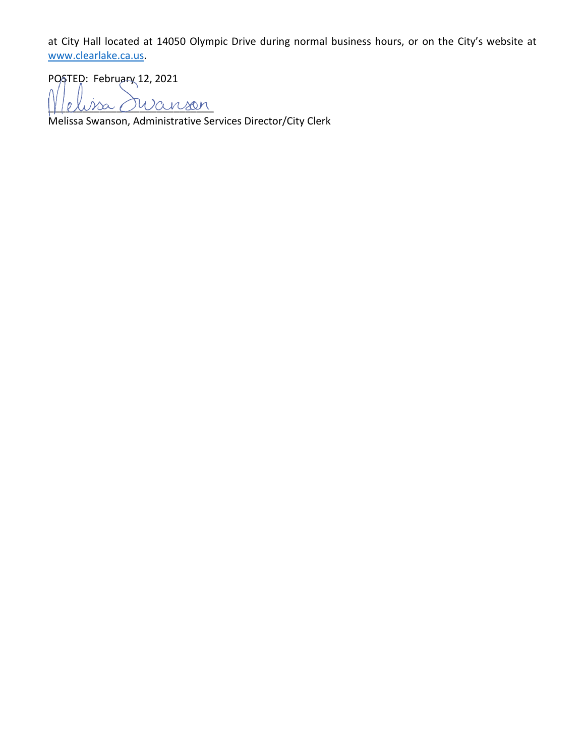at City Hall located at 14050 Olympic Drive during normal business hours, or on the City's website at [www.clearlake.ca.us](http://www.clearlake.ca.us).

POSTED: February 12, 2021

Melissa Swanson

Melissa Swanson, Administrative Services Director/City Clerk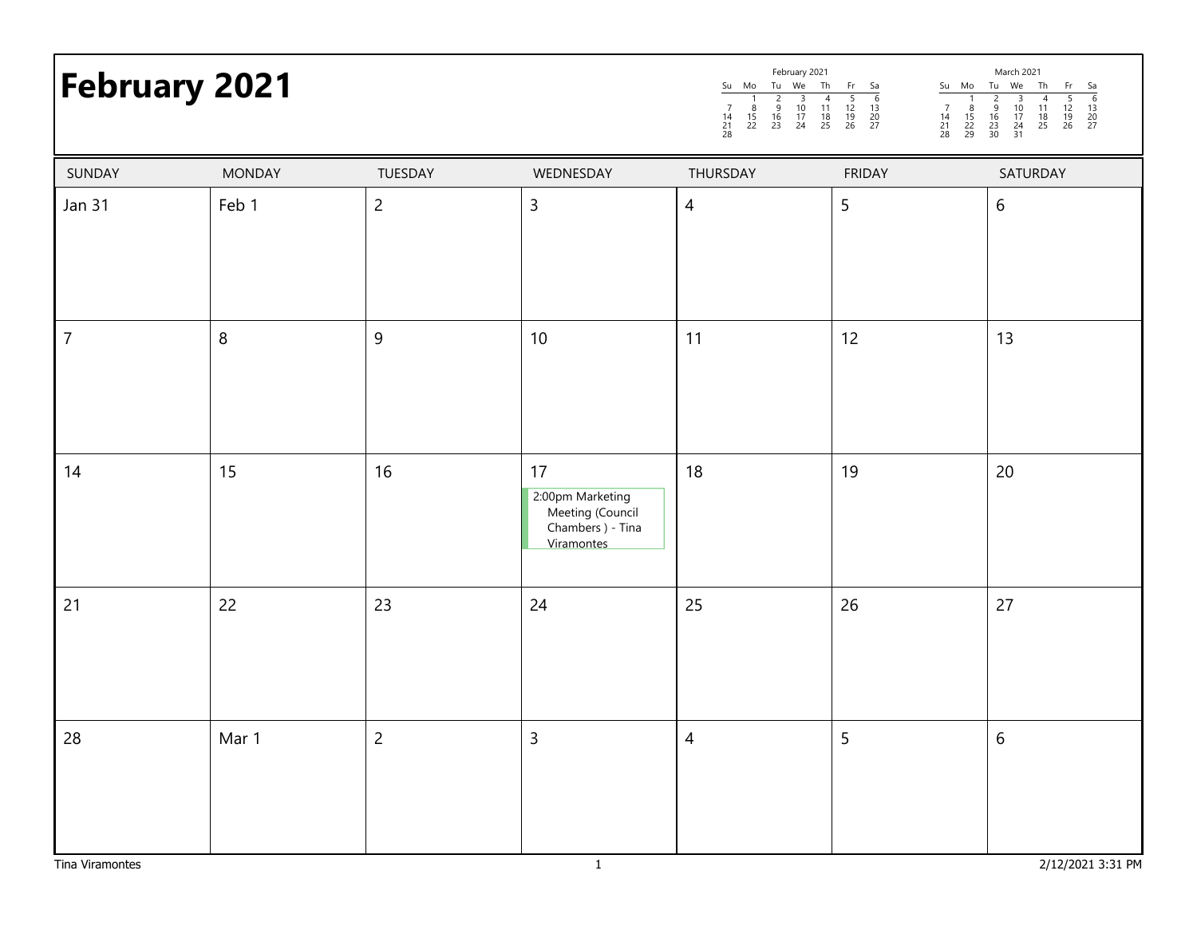# February 2021

| February 2021 | | | | | | |
|---|---|---|---|---|---|---|
| Su | Mo | Tu | We | Th | Fr | Sa |
| | 1 | 2 | 3 | 4 | 5 | 6 |
| 7 | 8 | 9 | 10 | 11 | 12 | 13 |
| 14 | 15 | 16 | 17 | 18 | 19 | 20 |
| 21 | 22 | 23 | 24 | 25 | 26 | 27 |
| 28 | | | | | | |

| March 2021 | | | | | | |
|---|---|---|---|---|---|---|
| Su | Mo | Tu | We | Th | Fr | Sa |
| | 1 | 2 | 3 | 4 | 5 | 6 |
| 7 | 8 | 9 | 10 | 11 | 12 | 13 |
| 14 | 15 | 16 | 17 | 18 | 19 | 20 |
| 21 | 22 | 23 | 24 | 25 | 26 | 27 |
| 28 | 29 | 30 | 31 | | | |

| SUNDAY | MONDAY | TUESDAY | WEDNESDAY | THURSDAY | FRIDAY | SATURDAY |
|---|---|---|---|---|---|---|
| Jan 31 | Feb 1 | 2 | 3 | 4 | 5 | 6 |
| 7 | 8 | 9 | 10 | 11 | 12 | 13 |
| 14 | 15 | 16 | 17<br>2:00pm Marketing Meeting (Council Chambers ) - Tina Viramontes | 18 | 19 | 20 |
| 21 | 22 | 23 | 24 | 25 | 26 | 27 |
| 28 | Mar 1 | 2 | 3 | 4 | 5 | 6 |

Tina Viramontes

2/12/2021 3:31 PM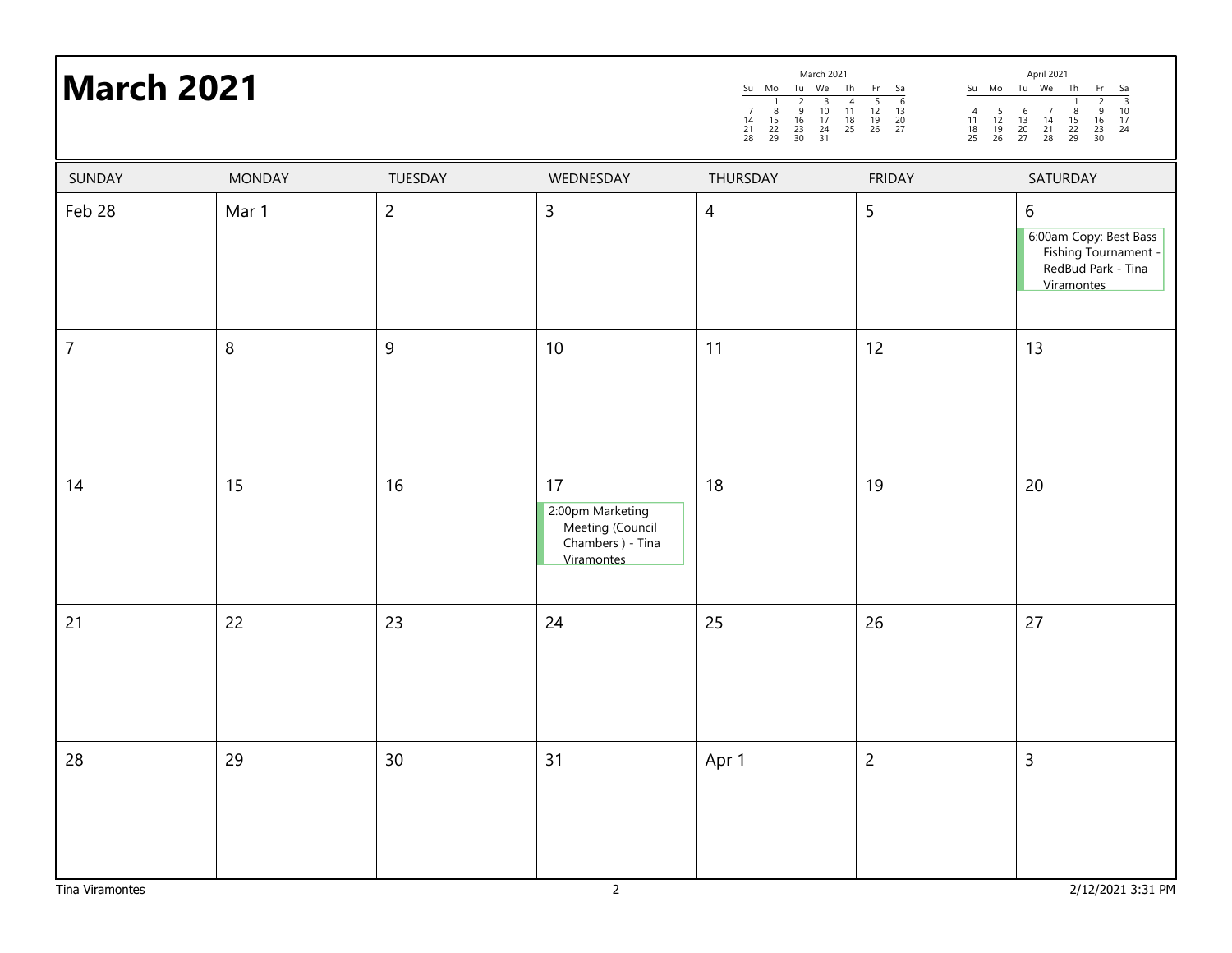# March 2021

| SUNDAY | MONDAY | TUESDAY | WEDNESDAY | THURSDAY | FRIDAY | SATURDAY |
|---|---|---|---|---|---|---|
| Feb 28 | Mar 1 | 2 | 3 | 4 | 5 | 6<br>6:00am Copy: Best Bass Fishing Tournament - RedBud Park - Tina Viramontes |
| 7 | 8 | 9 | 10 | 11 | 12 | 13 |
| 14 | 15 | 16 | 17<br>2:00pm Marketing Meeting (Council Chambers ) - Tina Viramontes | 18 | 19 | 20 |
| 21 | 22 | 23 | 24 | 25 | 26 | 27 |
| 28 | 29 | 30 | 31 | Apr 1 | 2 | 3 |

Tina Viramontes

2/12/2021 3:31 PM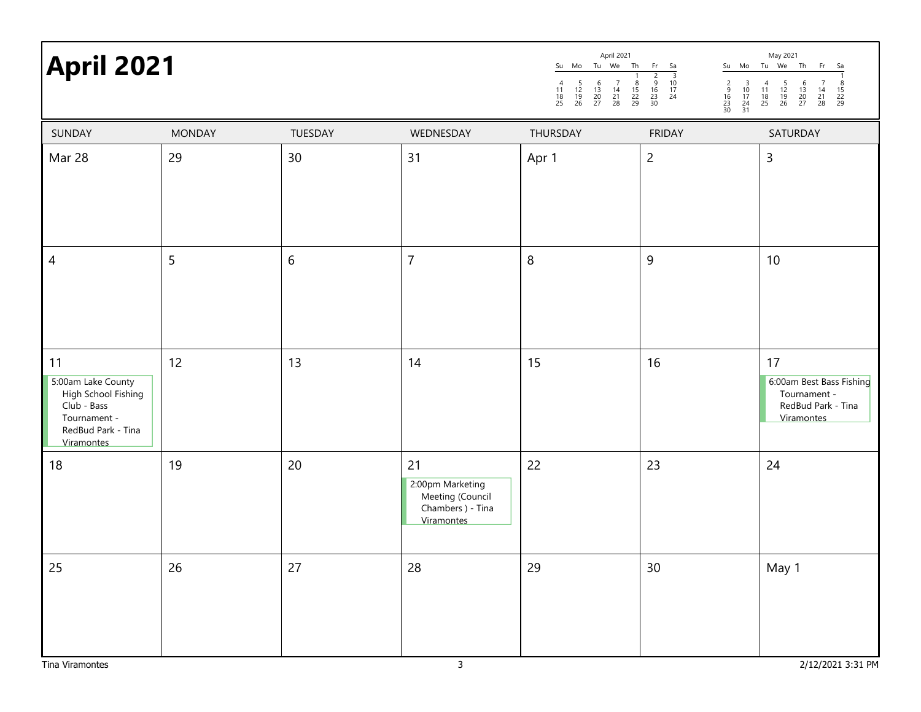# April 2021

| April 2021 | | | | | | |
|---|---|---|---|---|---|---|
| Su | Mo | Tu | We | Th | Fr | Sa |
| | | | | 1 | 2 | 3 |
| 4 | 5 | 6 | 7 | 8 | 9 | 10 |
| 11 | 12 | 13 | 14 | 15 | 16 | 17 |
| 18 | 19 | 20 | 21 | 22 | 23 | 24 |
| 25 | 26 | 27 | 28 | 29 | 30 | |

| May 2021 | | | | | | |
|---|---|---|---|---|---|---|
| Su | Mo | Tu | We | Th | Fr | Sa |
| | | | | | | 1 |
| 2 | 3 | 4 | 5 | 6 | 7 | 8 |
| 9 | 10 | 11 | 12 | 13 | 14 | 15 |
| 16 | 17 | 18 | 19 | 20 | 21 | 22 |
| 23 | 24 | 25 | 26 | 27 | 28 | 29 |
| 30 | 31 | | | | | |

| SUNDAY | MONDAY | TUESDAY | WEDNESDAY | THURSDAY | FRIDAY | SATURDAY |
|---|---|---|---|---|---|---|
| Mar 28 | 29 | 30 | 31 | Apr 1 | 2 | 3 |
| 4 | 5 | 6 | 7 | 8 | 9 | 10 |
| 11<br>5:00am Lake County High School Fishing Club - Bass Tournament - RedBud Park - Tina Viramontes | 12 | 13 | 14 | 15 | 16 | 17<br>6:00am Best Bass Fishing Tournament - RedBud Park - Tina Viramontes |
| 18 | 19 | 20 | 21<br>2:00pm Marketing Meeting (Council Chambers ) - Tina Viramontes | 22 | 23 | 24 |
| 25 | 26 | 27 | 28 | 29 | 30 | May 1 |

Tina Viramontes

2/12/2021 3:31 PM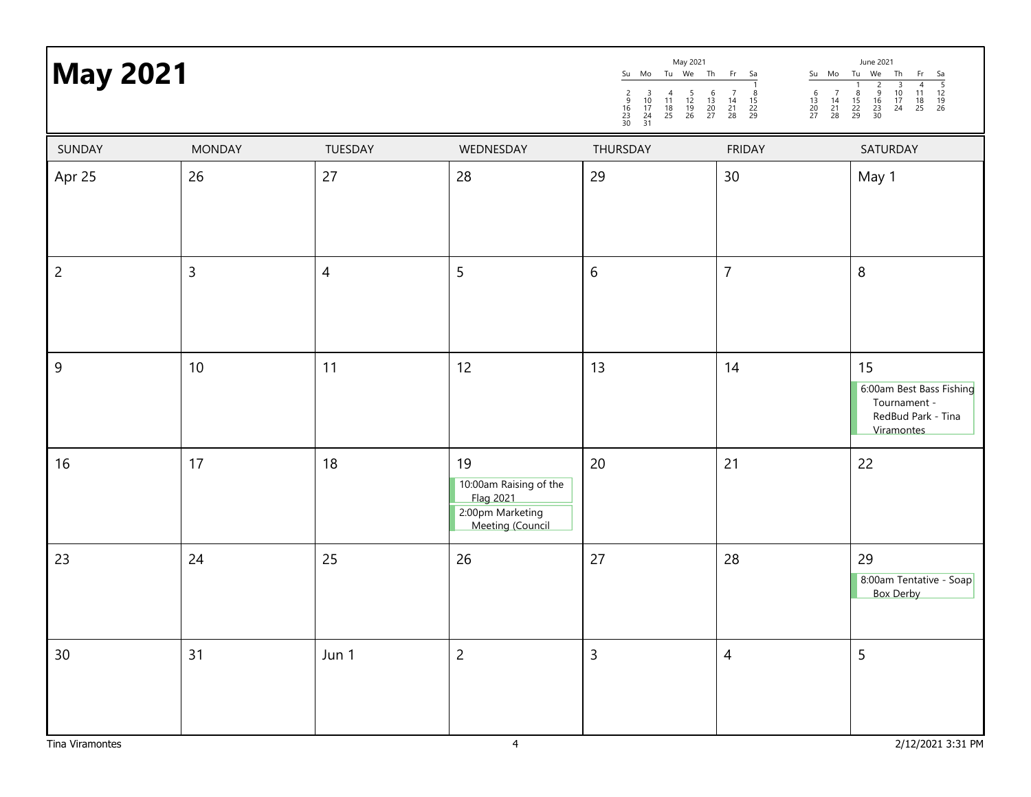# May 2021

| May 2021 | | | | | | |
|---|---|---|---|---|---|---|
| Su | Mo | Tu | We | Th | Fr | Sa |
| | | | | | | 1 |
| 2 | 3 | 4 | 5 | 6 | 7 | 8 |
| 9 | 10 | 11 | 12 | 13 | 14 | 15 |
| 16 | 17 | 18 | 19 | 20 | 21 | 22 |
| 23 | 24 | 25 | 26 | 27 | 28 | 29 |
| 30 | 31 | | | | | |

| June 2021 | | | | | | |
|---|---|---|---|---|---|---|
| Su | Mo | Tu | We | Th | Fr | Sa |
| | | 1 | 2 | 3 | 4 | 5 |
| 6 | 7 | 8 | 9 | 10 | 11 | 12 |
| 13 | 14 | 15 | 16 | 17 | 18 | 19 |
| 20 | 21 | 22 | 23 | 24 | 25 | 26 |
| 27 | 28 | 29 | 30 | | | |

| SUNDAY | MONDAY | TUESDAY | WEDNESDAY | THURSDAY | FRIDAY | SATURDAY |
|---|---|---|---|---|---|---|
| Apr 25 | 26 | 27 | 28 | 29 | 30 | May 1 |
| 2 | 3 | 4 | 5 | 6 | 7 | 8 |
| 9 | 10 | 11 | 12 | 13 | 14 | 15<br>6:00am Best Bass Fishing Tournament - RedBud Park - Tina Viramontes |
| 16 | 17 | 18 | 19<br>10:00am Raising of the Flag 2021<br>2:00pm Marketing Meeting (Council | 20 | 21 | 22 |
| 23 | 24 | 25 | 26 | 27 | 28 | 29<br>8:00am Tentative - Soap Box Derby |
| 30 | 31 | Jun 1 | 2 | 3 | 4 | 5 |

Tina Viramontes

2/12/2021 3:31 PM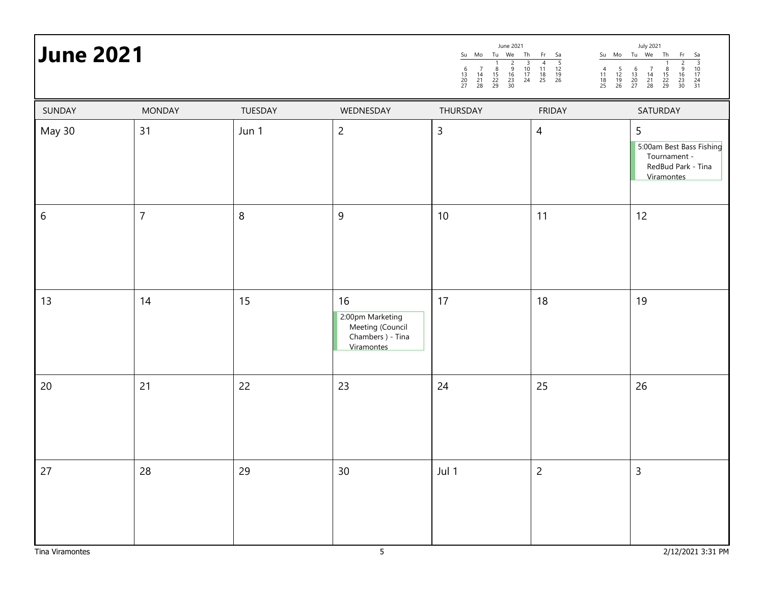# June 2021

| June 2021 | | | | | | |
|---|---|---|---|---|---|---|
| Su | Mo | Tu | We | Th | Fr | Sa |
| | | 1 | 2 | 3 | 4 | 5 |
| 6 | 7 | 8 | 9 | 10 | 11 | 12 |
| 13 | 14 | 15 | 16 | 17 | 18 | 19 |
| 20 | 21 | 22 | 23 | 24 | 25 | 26 |
| 27 | 28 | 29 | 30 | | | |

| July 2021 | | | | | | |
|---|---|---|---|---|---|---|
| Su | Mo | Tu | We | Th | Fr | Sa |
| | | | | 1 | 2 | 3 |
| 4 | 5 | 6 | 7 | 8 | 9 | 10 |
| 11 | 12 | 13 | 14 | 15 | 16 | 17 |
| 18 | 19 | 20 | 21 | 22 | 23 | 24 |
| 25 | 26 | 27 | 28 | 29 | 30 | 31 |

| SUNDAY | MONDAY | TUESDAY | WEDNESDAY | THURSDAY | FRIDAY | SATURDAY |
|---|---|---|---|---|---|---|
| May 30 | 31 | Jun 1 | 2 | 3 | 4 | 5<br>5:00am Best Bass Fishing Tournament - RedBud Park - Tina Viramontes |
| 6 | 7 | 8 | 9 | 10 | 11 | 12 |
| 13 | 14 | 15 | 16<br>2:00pm Marketing Meeting (Council Chambers ) - Tina Viramontes | 17 | 18 | 19 |
| 20 | 21 | 22 | 23 | 24 | 25 | 26 |
| 27 | 28 | 29 | 30 | Jul 1 | 2 | 3 |

Tina Viramontes

2/12/2021 3:31 PM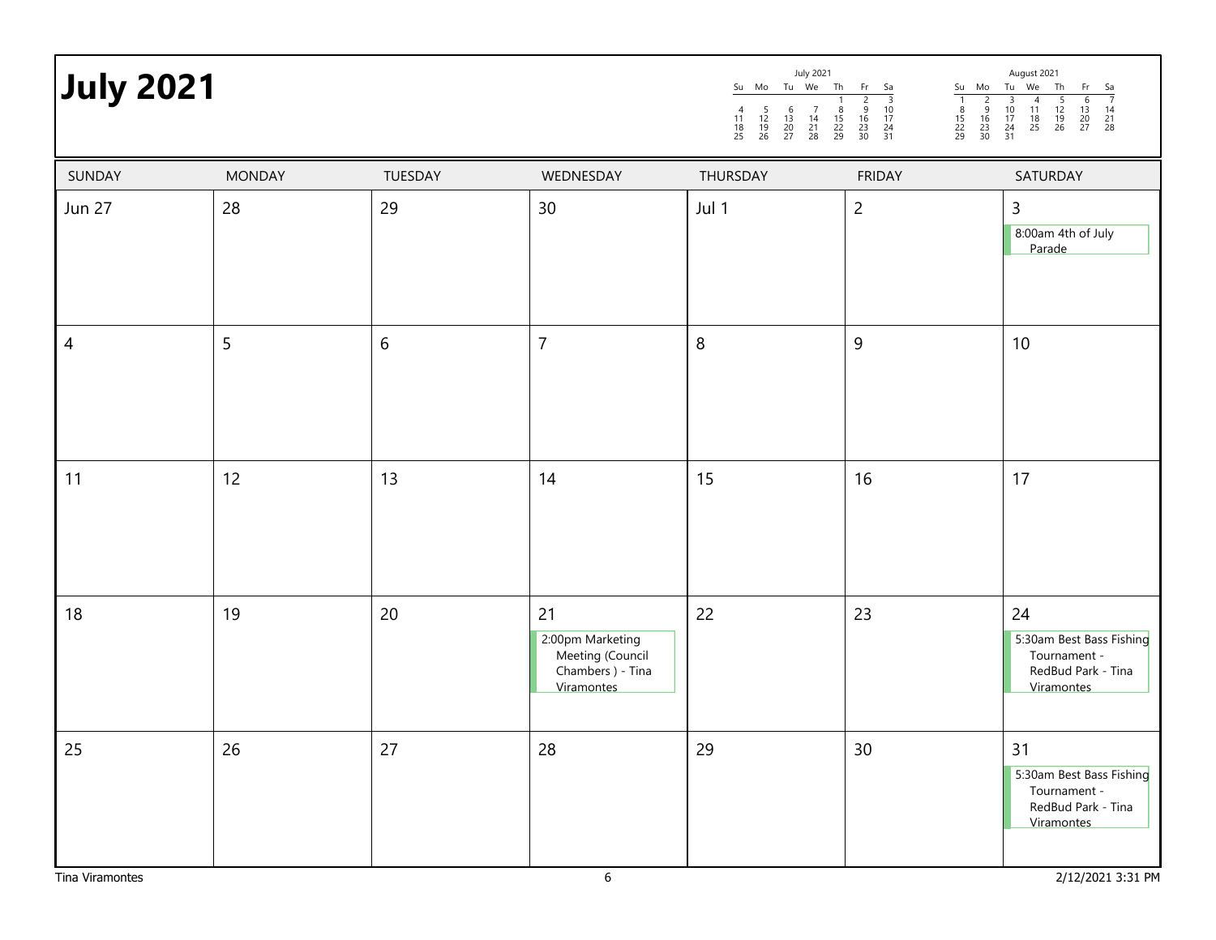# July 2021

| July 2021 | | | | | | |
|---|---|---|---|---|---|---|
| Su | Mo | Tu | We | Th | Fr | Sa |
| | | | | 1 | 2 | 3 |
| 4 | 5 | 6 | 7 | 8 | 9 | 10 |
| 11 | 12 | 13 | 14 | 15 | 16 | 17 |
| 18 | 19 | 20 | 21 | 22 | 23 | 24 |
| 25 | 26 | 27 | 28 | 29 | 30 | 31 |

| August 2021 | | | | | | |
|---|---|---|---|---|---|---|
| Su | Mo | Tu | We | Th | Fr | Sa |
| 1 | 2 | 3 | 4 | 5 | 6 | 7 |
| 8 | 9 | 10 | 11 | 12 | 13 | 14 |
| 15 | 16 | 17 | 18 | 19 | 20 | 21 |
| 22 | 23 | 24 | 25 | 26 | 27 | 28 |
| 29 | 30 | 31 | | | | |

| SUNDAY | MONDAY | TUESDAY | WEDNESDAY | THURSDAY | FRIDAY | SATURDAY |
|---|---|---|---|---|---|---|
| Jun 27 | 28 | 29 | 30 | Jul 1 | 2 | 3<br>8:00am 4th of July Parade |
| 4 | 5 | 6 | 7 | 8 | 9 | 10 |
| 11 | 12 | 13 | 14 | 15 | 16 | 17 |
| 18 | 19 | 20 | 21<br>2:00pm Marketing Meeting (Council Chambers ) - Tina Viramontes | 22 | 23 | 24<br>5:30am Best Bass Fishing Tournament - RedBud Park - Tina Viramontes |
| 25 | 26 | 27 | 28 | 29 | 30 | 31<br>5:30am Best Bass Fishing Tournament - RedBud Park - Tina Viramontes |

Tina Viramontes 2/12/2021 3:31 PM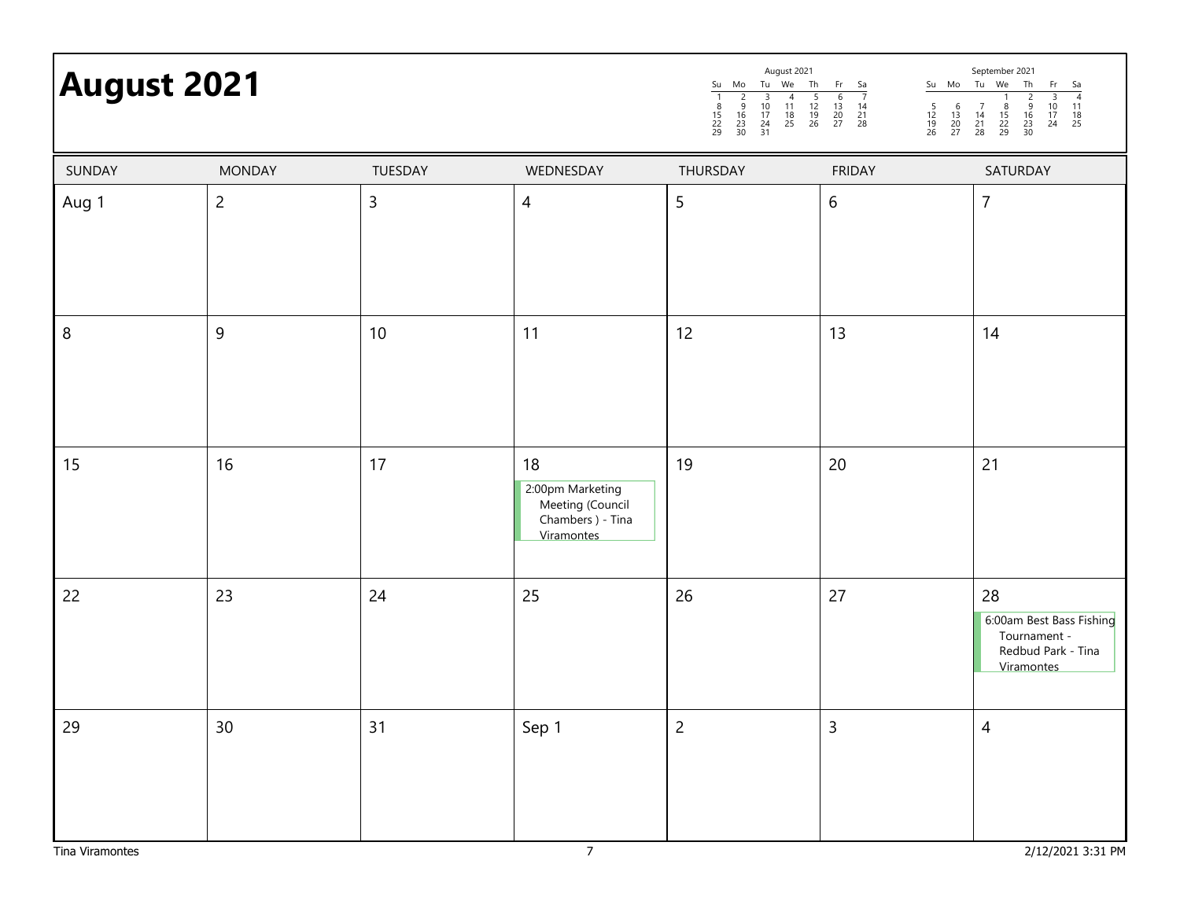# August 2021

| August 2021 | | | | | | |
|---|---|---|---|---|---|---|
| Su | Mo | Tu | We | Th | Fr | Sa |
| 1 | 2 | 3 | 4 | 5 | 6 | 7 |
| 8 | 9 | 10 | 11 | 12 | 13 | 14 |
| 15 | 16 | 17 | 18 | 19 | 20 | 21 |
| 22 | 23 | 24 | 25 | 26 | 27 | 28 |
| 29 | 30 | 31 | | | | |

| September 2021 | | | | | | |
|---|---|---|---|---|---|---|
| Su | Mo | Tu | We | Th | Fr | Sa |
| | | | 1 | 2 | 3 | 4 |
| 5 | 6 | 7 | 8 | 9 | 10 | 11 |
| 12 | 13 | 14 | 15 | 16 | 17 | 18 |
| 19 | 20 | 21 | 22 | 23 | 24 | 25 |
| 26 | 27 | 28 | 29 | 30 | | |

| SUNDAY | MONDAY | TUESDAY | WEDNESDAY | THURSDAY | FRIDAY | SATURDAY |
|---|---|---|---|---|---|---|
| Aug 1 | 2 | 3 | 4 | 5 | 6 | 7 |
| 8 | 9 | 10 | 11 | 12 | 13 | 14 |
| 15 | 16 | 17 | 18<br>2:00pm Marketing Meeting (Council Chambers ) - Tina Viramontes | 19 | 20 | 21 |
| 22 | 23 | 24 | 25 | 26 | 27 | 28<br>6:00am Best Bass Fishing Tournament - Redbud Park - Tina Viramontes |
| 29 | 30 | 31 | Sep 1 | 2 | 3 | 4 |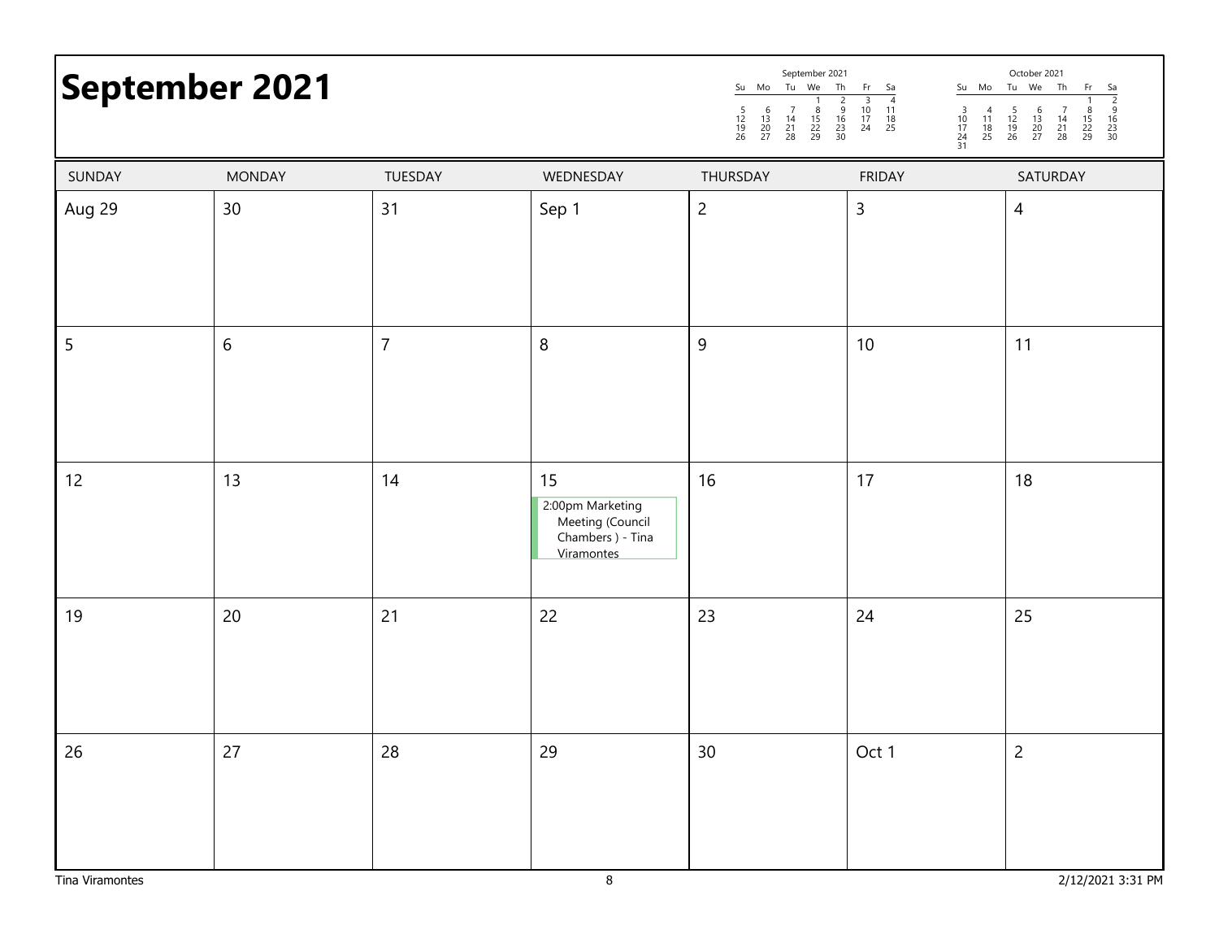# September 2021

| September 2021 | | | | | | |
|---|---|---|---|---|---|---|
| Su | Mo | Tu | We | Th | Fr | Sa |
| | | | 1 | 2 | 3 | 4 |
| 5 | 6 | 7 | 8 | 9 | 10 | 11 |
| 12 | 13 | 14 | 15 | 16 | 17 | 18 |
| 19 | 20 | 21 | 22 | 23 | 24 | 25 |
| 26 | 27 | 28 | 29 | 30 | | |

| October 2021 | | | | | | |
|---|---|---|---|---|---|---|
| Su | Mo | Tu | We | Th | Fr | Sa |
| | | | | | 1 | 2 |
| 3 | 4 | 5 | 6 | 7 | 8 | 9 |
| 10 | 11 | 12 | 13 | 14 | 15 | 16 |
| 17 | 18 | 19 | 20 | 21 | 22 | 23 |
| 24 | 25 | 26 | 27 | 28 | 29 | 30 |
| 31 | | | | | | |

| SUNDAY | MONDAY | TUESDAY | WEDNESDAY | THURSDAY | FRIDAY | SATURDAY |
|---|---|---|---|---|---|---|
| Aug 29 | 30 | 31 | Sep 1 | 2 | 3 | 4 |
| 5 | 6 | 7 | 8 | 9 | 10 | 11 |
| 12 | 13 | 14 | 15<br>2:00pm Marketing Meeting (Council Chambers ) - Tina Viramontes | 16 | 17 | 18 |
| 19 | 20 | 21 | 22 | 23 | 24 | 25 |
| 26 | 27 | 28 | 29 | 30 | Oct 1 | 2 |

Tina Viramontes

2/12/2021 3:31 PM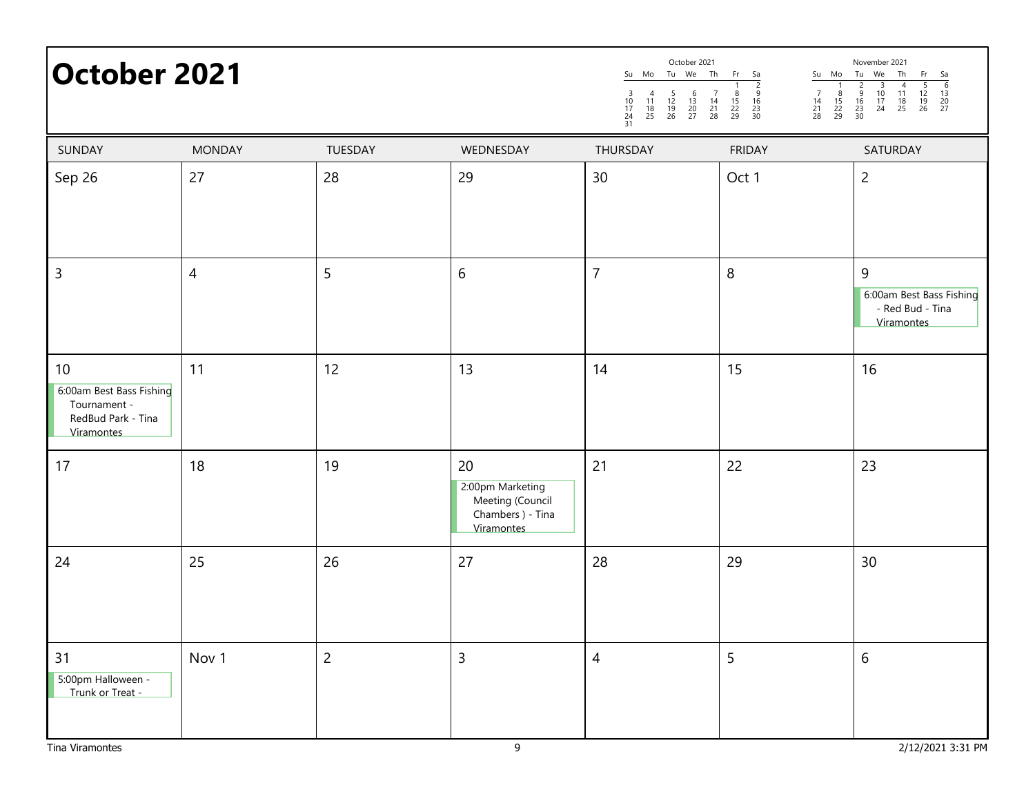# October 2021

| SUNDAY | MONDAY | TUESDAY | WEDNESDAY | THURSDAY | FRIDAY | SATURDAY |
|---|---|---|---|---|---|---|
| Sep 26 | 27 | 28 | 29 | 30 | Oct 1 | 2 |
| 3 | 4 | 5 | 6 | 7 | 8 | 9<br>6:00am Best Bass Fishing - Red Bud - Tina Viramontes |
| 10<br>6:00am Best Bass Fishing Tournament - RedBud Park - Tina Viramontes | 11 | 12 | 13 | 14 | 15 | 16 |
| 17 | 18 | 19 | 20<br>2:00pm Marketing Meeting (Council Chambers ) - Tina Viramontes | 21 | 22 | 23 |
| 24 | 25 | 26 | 27 | 28 | 29 | 30 |
| 31<br>5:00pm Halloween - Trunk or Treat - | Nov 1 | 2 | 3 | 4 | 5 | 6 |

Tina Viramontes

2/12/2021 3:31 PM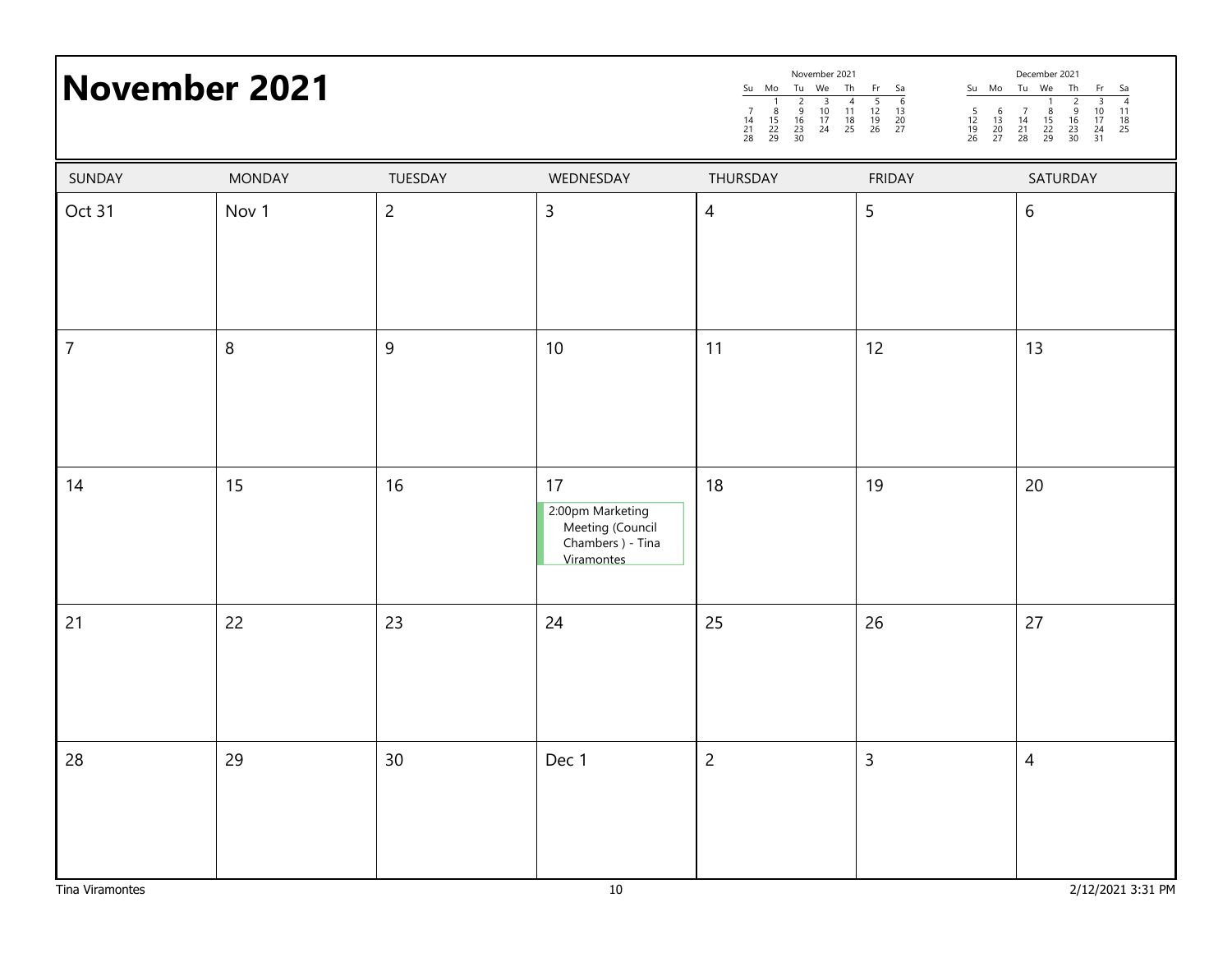# November 2021

| November 2021 | | | | | | |
|---|---|---|---|---|---|---|
| Su | Mo | Tu | We | Th | Fr | Sa |
| | 1 | 2 | 3 | 4 | 5 | 6 |
| 7 | 8 | 9 | 10 | 11 | 12 | 13 |
| 14 | 15 | 16 | 17 | 18 | 19 | 20 |
| 21 | 22 | 23 | 24 | 25 | 26 | 27 |
| 28 | 29 | 30 | | | | |

| December 2021 | | | | | | |
|---|---|---|---|---|---|---|
| Su | Mo | Tu | We | Th | Fr | Sa |
| | | | 1 | 2 | 3 | 4 |
| 5 | 6 | 7 | 8 | 9 | 10 | 11 |
| 12 | 13 | 14 | 15 | 16 | 17 | 18 |
| 19 | 20 | 21 | 22 | 23 | 24 | 25 |
| 26 | 27 | 28 | 29 | 30 | 31 | |

| SUNDAY | MONDAY | TUESDAY | WEDNESDAY | THURSDAY | FRIDAY | SATURDAY |
|---|---|---|---|---|---|---|
| Oct 31 | Nov 1 | 2 | 3 | 4 | 5 | 6 |
| 7 | 8 | 9 | 10 | 11 | 12 | 13 |
| 14 | 15 | 16 | 17<br>2:00pm Marketing Meeting (Council Chambers ) - Tina Viramontes | 18 | 19 | 20 |
| 21 | 22 | 23 | 24 | 25 | 26 | 27 |
| 28 | 29 | 30 | Dec 1 | 2 | 3 | 4 |

Tina Viramontes

2/12/2021 3:31 PM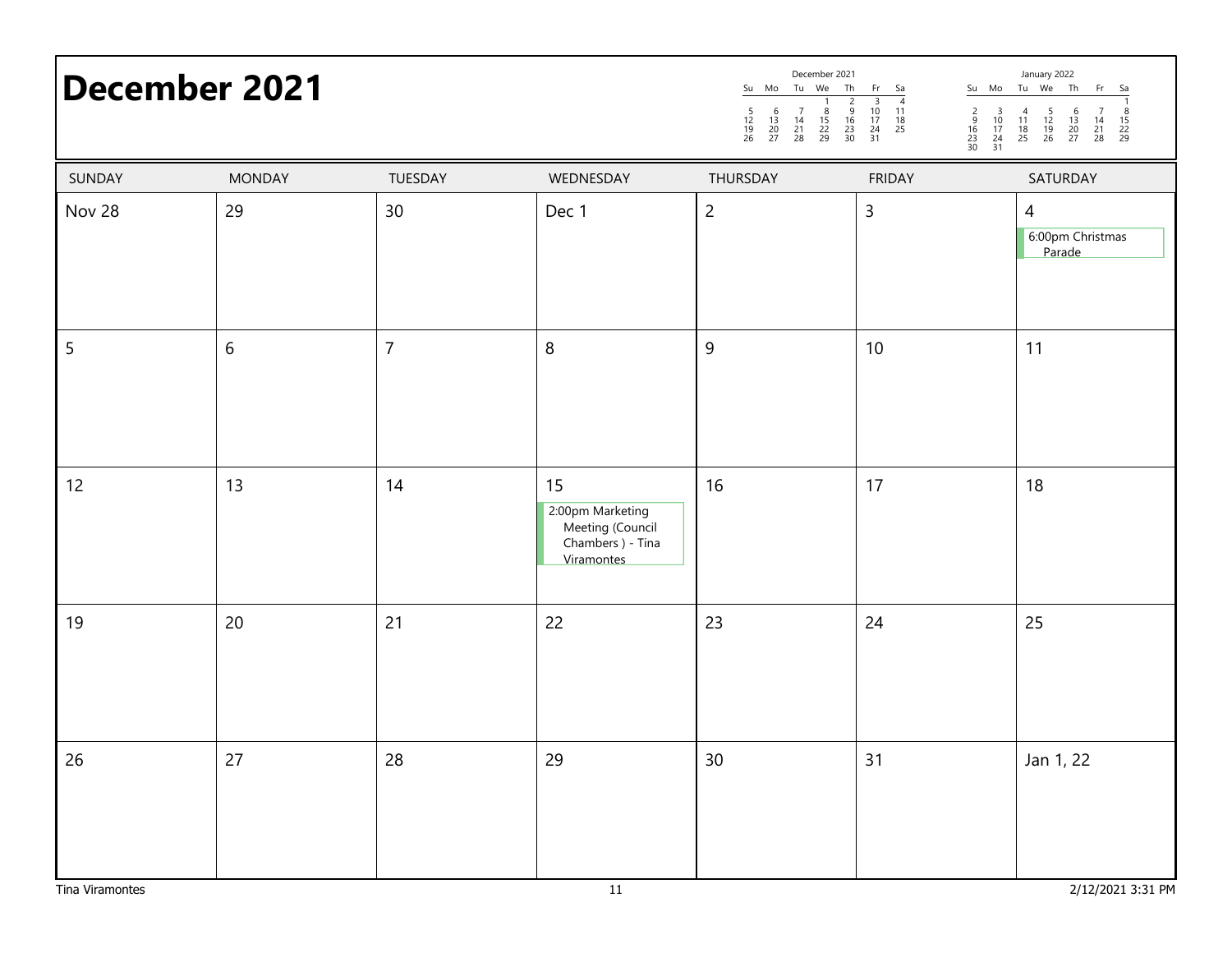# December 2021

| December 2021 | | | | | | |
|---|---|---|---|---|---|---|
| Su | Mo | Tu | We | Th | Fr | Sa |
| | | | 1 | 2 | 3 | 4 |
| 5 | 6 | 7 | 8 | 9 | 10 | 11 |
| 12 | 13 | 14 | 15 | 16 | 17 | 18 |
| 19 | 20 | 21 | 22 | 23 | 24 | 25 |
| 26 | 27 | 28 | 29 | 30 | 31 | |

| January 2022 | | | | | | |
|---|---|---|---|---|---|---|
| Su | Mo | Tu | We | Th | Fr | Sa |
| | | | | | | 1 |
| 2 | 3 | 4 | 5 | 6 | 7 | 8 |
| 9 | 10 | 11 | 12 | 13 | 14 | 15 |
| 16 | 17 | 18 | 19 | 20 | 21 | 22 |
| 23 | 24 | 25 | 26 | 27 | 28 | 29 |
| 30 | 31 | | | | | |

| SUNDAY | MONDAY | TUESDAY | WEDNESDAY | THURSDAY | FRIDAY | SATURDAY |
|---|---|---|---|---|---|---|
| Nov 28 | 29 | 30 | Dec 1 | 2 | 3 | 4<br>6:00pm Christmas Parade |
| 5 | 6 | 7 | 8 | 9 | 10 | 11 |
| 12 | 13 | 14 | 15<br>2:00pm Marketing Meeting (Council Chambers ) - Tina Viramontes | 16 | 17 | 18 |
| 19 | 20 | 21 | 22 | 23 | 24 | 25 |
| 26 | 27 | 28 | 29 | 30 | 31 | Jan 1, 22 |

Tina Viramontes

2/12/2021 3:31 PM